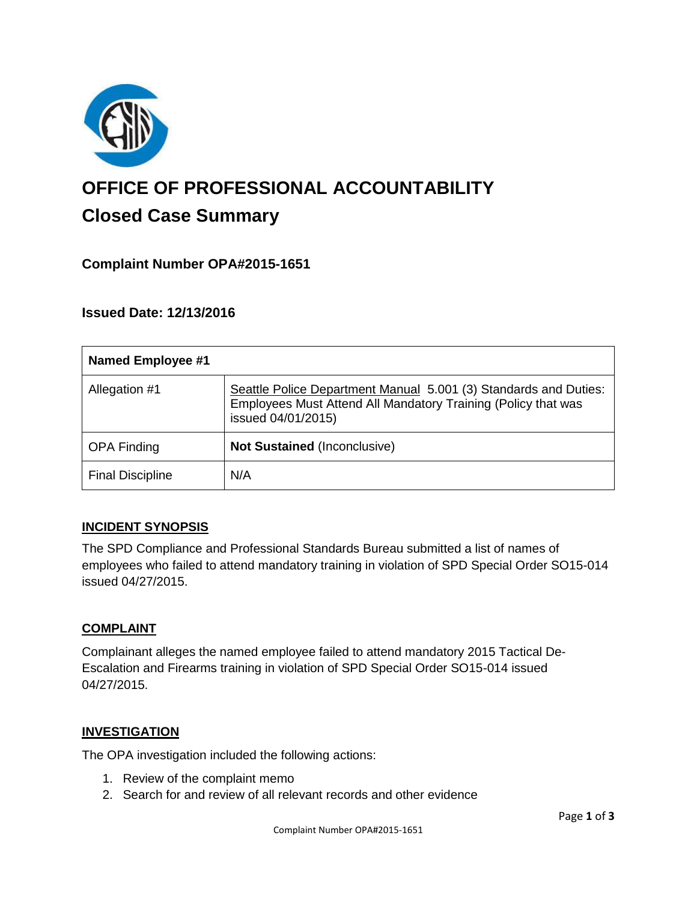# OFFICE OF PROFESSIONAL ACCOUNTABILITY

## Closed Case Summary

### Complaint Number OPA#2015-1651

### Issued Date: 12/13/2016

| Named Employee #1 | |
|---|---|
| Allegation #1 | Seattle Police Department Manual 5.001 (3) Standards and Duties: Employees Must Attend All Mandatory Training (Policy that was issued 04/01/2015) |
| OPA Finding | **Not Sustained** (Inconclusive) |
| Final Discipline | N/A |

#### INCIDENT SYNOPSIS

The SPD Compliance and Professional Standards Bureau submitted a list of names of employees who failed to attend mandatory training in violation of SPD Special Order SO15-014 issued 04/27/2015.

#### COMPLAINT

Complainant alleges the named employee failed to attend mandatory 2015 Tactical De-Escalation and Firearms training in violation of SPD Special Order SO15-014 issued 04/27/2015.

#### INVESTIGATION

The OPA investigation included the following actions:

1. Review of the complaint memo
2. Search for and review of all relevant records and other evidence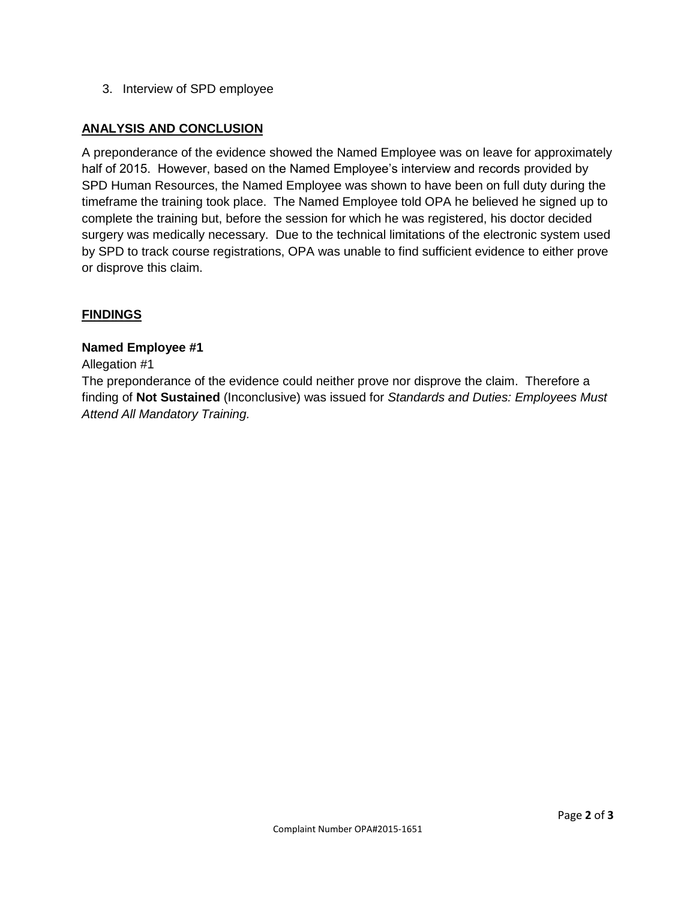3. Interview of SPD employee

## ANALYSIS AND CONCLUSION

A preponderance of the evidence showed the Named Employee was on leave for approximately half of 2015. However, based on the Named Employee's interview and records provided by SPD Human Resources, the Named Employee was shown to have been on full duty during the timeframe the training took place. The Named Employee told OPA he believed he signed up to complete the training but, before the session for which he was registered, his doctor decided surgery was medically necessary. Due to the technical limitations of the electronic system used by SPD to track course registrations, OPA was unable to find sufficient evidence to either prove or disprove this claim.

## FINDINGS

**Named Employee #1**

Allegation #1

The preponderance of the evidence could neither prove nor disprove the claim. Therefore a finding of **Not Sustained** (Inconclusive) was issued for *Standards and Duties: Employees Must Attend All Mandatory Training.*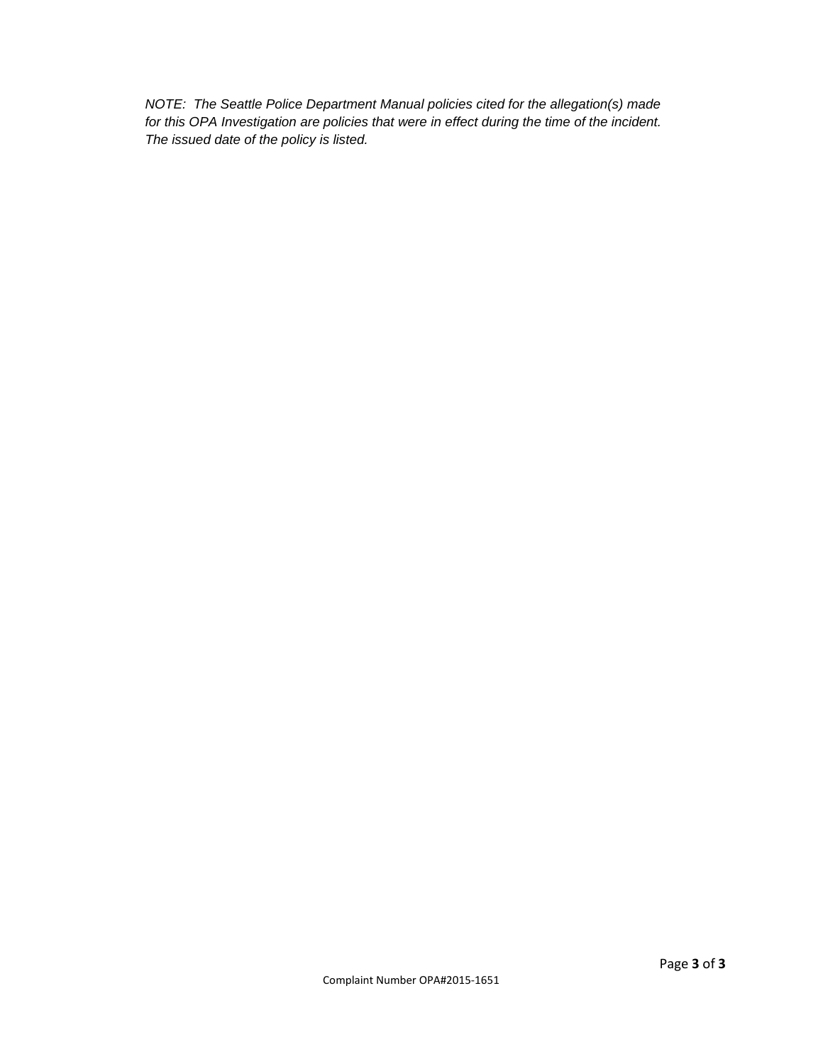*NOTE: The Seattle Police Department Manual policies cited for the allegation(s) made for this OPA Investigation are policies that were in effect during the time of the incident. The issued date of the policy is listed.*